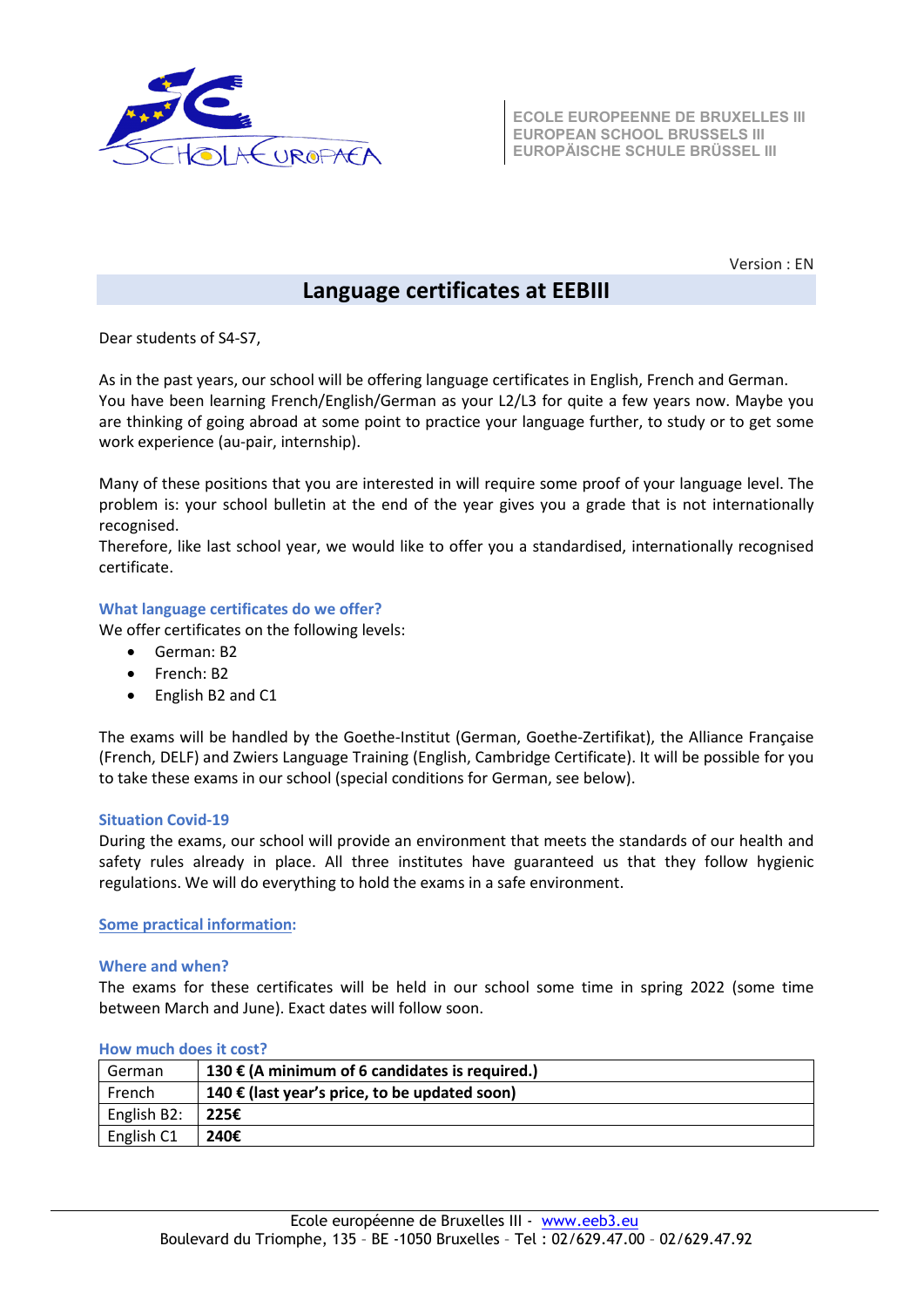ECOLE EUROPEENNE DE BRUXELLES III
EUROPEAN SCHOOL BRUSSELS III
EUROPÄISCHE SCHULE BRÜSSEL III

Version : EN

# Language certificates at EEBIII

Dear students of S4-S7,

As in the past years, our school will be offering language certificates in English, French and German. You have been learning French/English/German as your L2/L3 for quite a few years now. Maybe you are thinking of going abroad at some point to practice your language further, to study or to get some work experience (au-pair, internship).

Many of these positions that you are interested in will require some proof of your language level. The problem is: your school bulletin at the end of the year gives you a grade that is not internationally recognised.
Therefore, like last school year, we would like to offer you a standardised, internationally recognised certificate.

### What language certificates do we offer?

We offer certificates on the following levels:

- German: B2
- French: B2
- English B2 and C1

The exams will be handled by the Goethe-Institut (German, Goethe-Zertifikat), the Alliance Française (French, DELF) and Zwiers Language Training (English, Cambridge Certificate). It will be possible for you to take these exams in our school (special conditions for German, see below).

### Situation Covid-19

During the exams, our school will provide an environment that meets the standards of our health and safety rules already in place. All three institutes have guaranteed us that they follow hygienic regulations. We will do everything to hold the exams in a safe environment.

## Some practical information:

### Where and when?

The exams for these certificates will be held in our school some time in spring 2022 (some time between March and June). Exact dates will follow soon.

### How much does it cost?

| German | **130 € (A minimum of 6 candidates is required.)** |
|---|---|
| French | **140 € (last year's price, to be updated soon)** |
| English B2: | **225€** |
| English C1 | **240€** |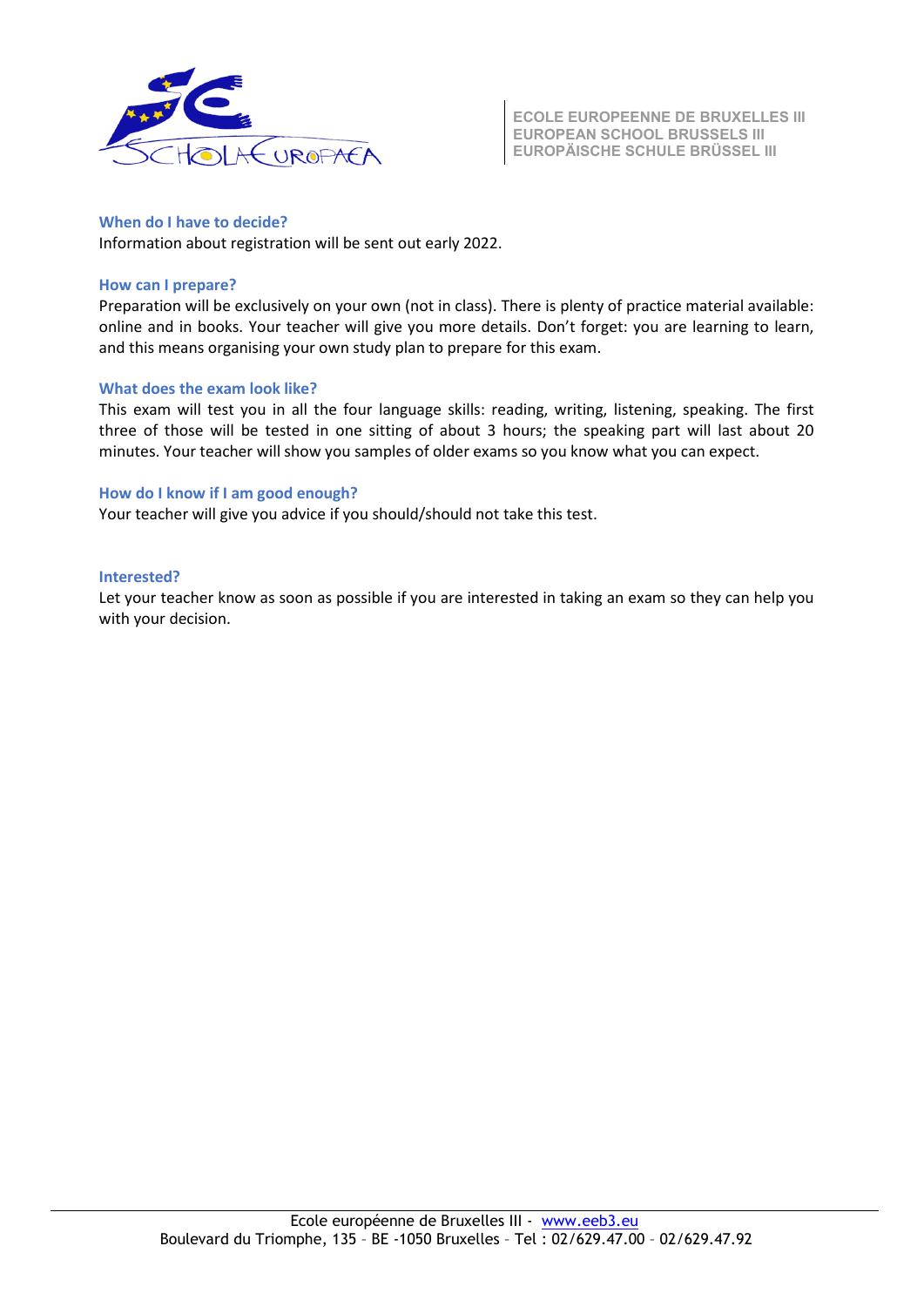### When do I have to decide?

Information about registration will be sent out early 2022.

### How can I prepare?

Preparation will be exclusively on your own (not in class). There is plenty of practice material available: online and in books. Your teacher will give you more details. Don't forget: you are learning to learn, and this means organising your own study plan to prepare for this exam.

### What does the exam look like?

This exam will test you in all the four language skills: reading, writing, listening, speaking. The first three of those will be tested in one sitting of about 3 hours; the speaking part will last about 20 minutes. Your teacher will show you samples of older exams so you know what you can expect.

### How do I know if I am good enough?

Your teacher will give you advice if you should/should not take this test.

### Interested?

Let your teacher know as soon as possible if you are interested in taking an exam so they can help you with your decision.